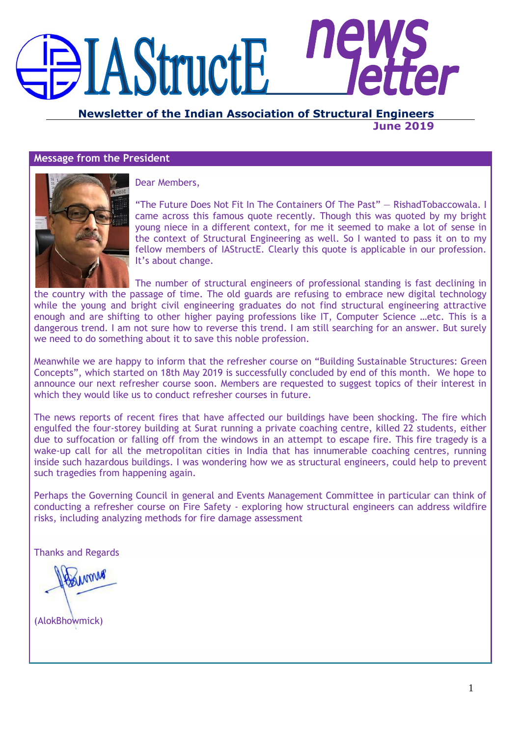# IAStructE newsletter

**Newsletter of the Indian Association of Structural Engineers**

**June 2019**

## Message from the President

Dear Members,

"The Future Does Not Fit In The Containers Of The Past" — RishadTobaccowala. I came across this famous quote recently. Though this was quoted by my bright young niece in a different context, for me it seemed to make a lot of sense in the context of Structural Engineering as well. So I wanted to pass it on to my fellow members of IAStructE. Clearly this quote is applicable in our profession. It's about change.

The number of structural engineers of professional standing is fast declining in the country with the passage of time. The old guards are refusing to embrace new digital technology while the young and bright civil engineering graduates do not find structural engineering attractive enough and are shifting to other higher paying professions like IT, Computer Science …etc. This is a dangerous trend. I am not sure how to reverse this trend. I am still searching for an answer. But surely we need to do something about it to save this noble profession.

Meanwhile we are happy to inform that the refresher course on "Building Sustainable Structures: Green Concepts", which started on 18th May 2019 is successfully concluded by end of this month. We hope to announce our next refresher course soon. Members are requested to suggest topics of their interest in which they would like us to conduct refresher courses in future.

The news reports of recent fires that have affected our buildings have been shocking. The fire which engulfed the four-storey building at Surat running a private coaching centre, killed 22 students, either due to suffocation or falling off from the windows in an attempt to escape fire. This fire tragedy is a wake-up call for all the metropolitan cities in India that has innumerable coaching centres, running inside such hazardous buildings. I was wondering how we as structural engineers, could help to prevent such tragedies from happening again.

Perhaps the Governing Council in general and Events Management Committee in particular can think of conducting a refresher course on Fire Safety - exploring how structural engineers can address wildfire risks, including analyzing methods for fire damage assessment

Thanks and Regards

(AlokBhowmick)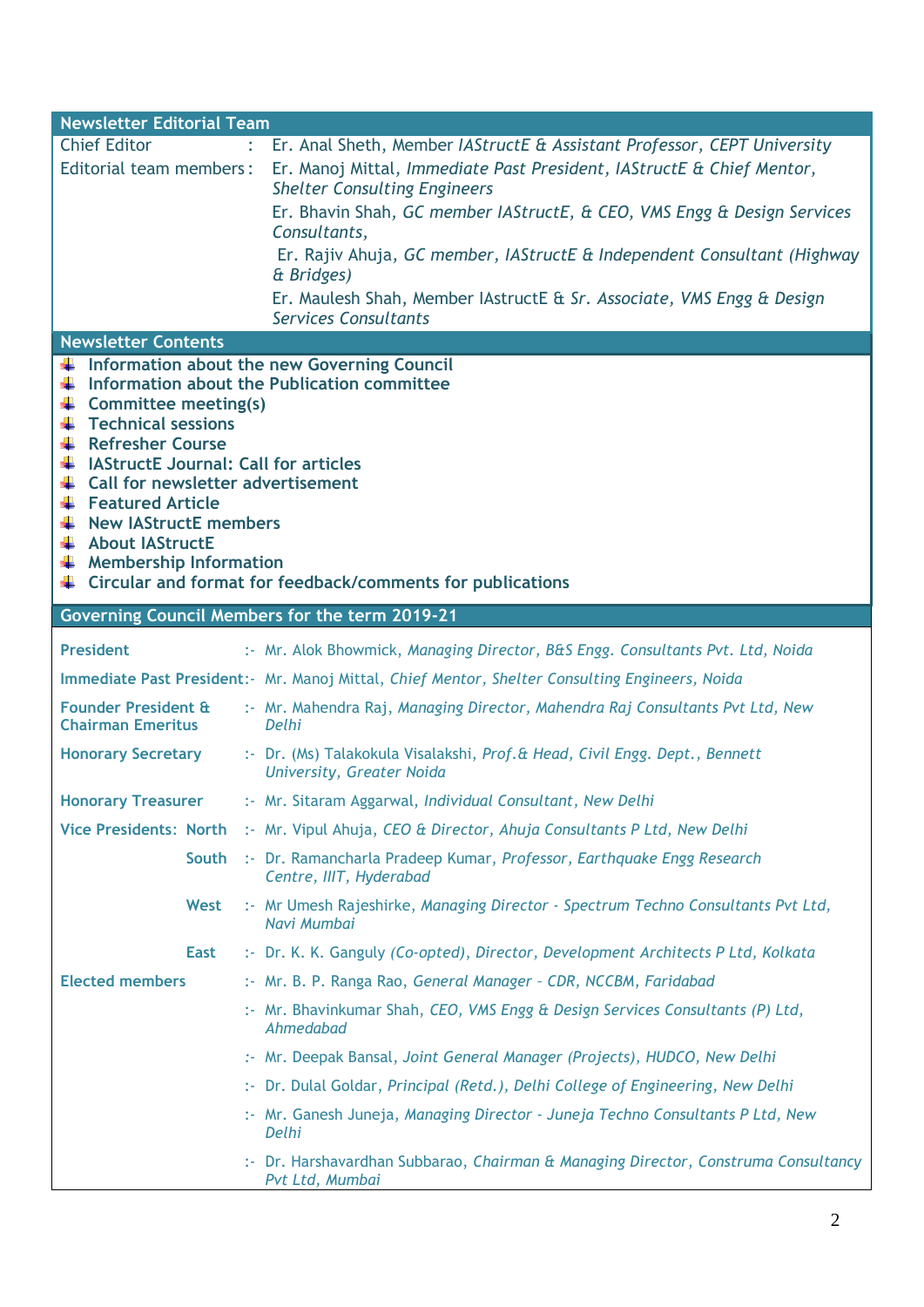## Newsletter Editorial Team

| | |
|---|---|
| Chief Editor : | Er. Anal Sheth, Member *IAStructE & Assistant Professor, CEPT University* |
| Editorial team members : | Er. Manoj Mittal, *Immediate Past President, IAStructE & Chief Mentor, Shelter Consulting Engineers* |
| | Er. Bhavin Shah, *GC member IAStructE, & CEO, VMS Engg & Design Services Consultants,* |
| | Er. Rajiv Ahuja, *GC member, IAStructE & Independent Consultant (Highway & Bridges)* |
| | Er. Maulesh Shah, Member IAstructE & *Sr. Associate, VMS Engg & Design Services Consultants* |

## Newsletter Contents

- **Information about the new Governing Council**
- **Information about the Publication committee**
- **Committee meeting(s)**
- **Technical sessions**
- **Refresher Course**
- **IAStructE Journal: Call for articles**
- **Call for newsletter advertisement**
- **Featured Article**
- **New IAStructE members**
- **About IAStructE**
- **Membership Information**
- **Circular and format for feedback/comments for publications**

## Governing Council Members for the term 2019-21

| | |
|---|---|
| **President** | :- Mr. Alok Bhowmick, *Managing Director, B&S Engg. Consultants Pvt. Ltd, Noida* |
| **Immediate Past President** | :- Mr. Manoj Mittal, *Chief Mentor, Shelter Consulting Engineers, Noida* |
| **Founder President & Chairman Emeritus** | :- Mr. Mahendra Raj, *Managing Director, Mahendra Raj Consultants Pvt Ltd, New Delhi* |
| **Honorary Secretary** | :- Dr. (Ms) Talakokula Visalakshi, *Prof.& Head, Civil Engg. Dept., Bennett University, Greater Noida* |
| **Honorary Treasurer** | :- Mr. Sitaram Aggarwal, *Individual Consultant, New Delhi* |
| **Vice Presidents: North** | :- Mr. Vipul Ahuja, *CEO & Director, Ahuja Consultants P Ltd, New Delhi* |
| **South** | :- Dr. Ramancharla Pradeep Kumar, *Professor, Earthquake Engg Research Centre, IIIT, Hyderabad* |
| **West** | :- Mr Umesh Rajeshirke, *Managing Director - Spectrum Techno Consultants Pvt Ltd, Navi Mumbai* |
| **East** | :- Dr. K. K. Ganguly *(Co-opted), Director, Development Architects P Ltd, Kolkata* |
| **Elected members** | :- Mr. B. P. Ranga Rao, *General Manager - CDR, NCCBM, Faridabad* |
| | :- Mr. Bhavinkumar Shah, *CEO, VMS Engg & Design Services Consultants (P) Ltd, Ahmedabad* |
| | :- Mr. Deepak Bansal, *Joint General Manager (Projects), HUDCO, New Delhi* |
| | :- Dr. Dulal Goldar, *Principal (Retd.), Delhi College of Engineering, New Delhi* |
| | :- Mr. Ganesh Juneja, *Managing Director - Juneja Techno Consultants P Ltd, New Delhi* |
| | :- Dr. Harshavardhan Subbarao, *Chairman & Managing Director, Construma Consultancy Pvt Ltd, Mumbai* |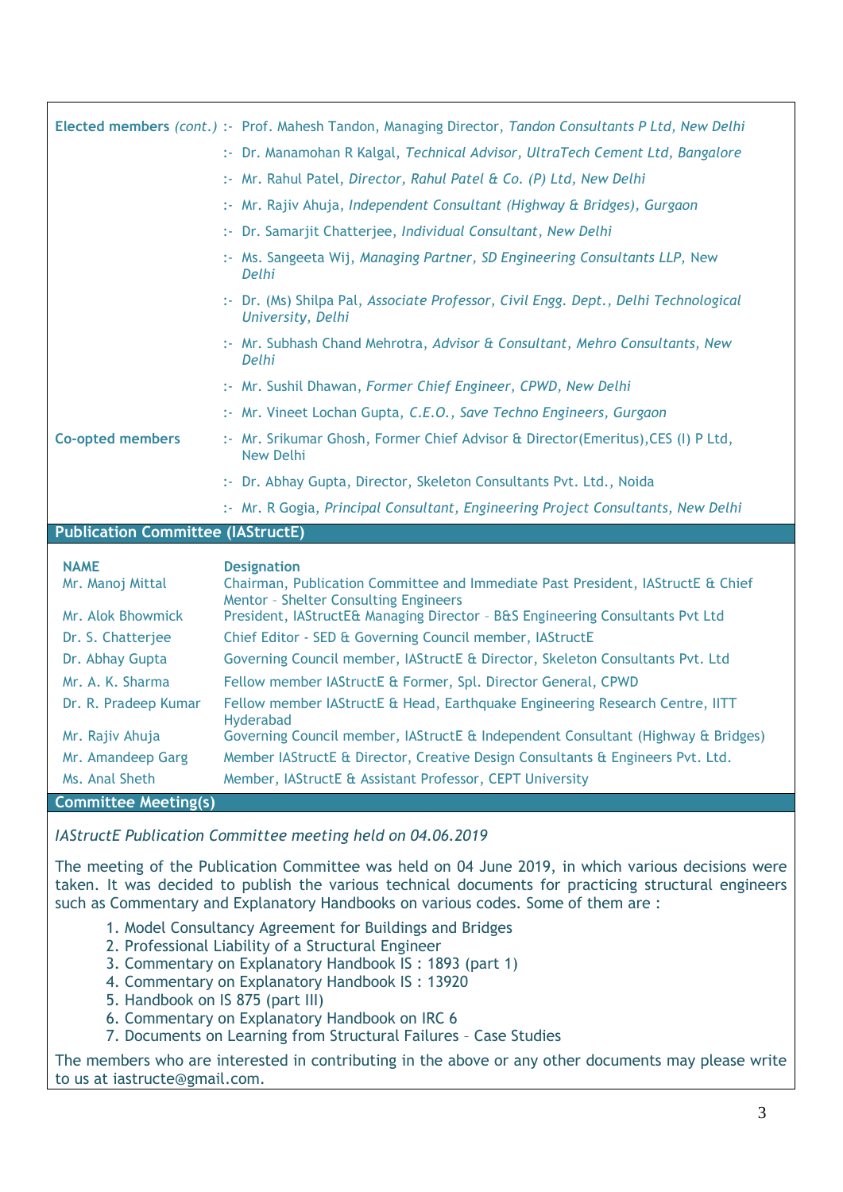| | |
|---|---|
| **Elected members** *(cont.)* | :- Prof. Mahesh Tandon, Managing Director, *Tandon Consultants P Ltd, New Delhi* |
| | :- Dr. Manamohan R Kalgal, *Technical Advisor, UltraTech Cement Ltd, Bangalore* |
| | :- Mr. Rahul Patel, *Director, Rahul Patel & Co. (P) Ltd, New Delhi* |
| | :- Mr. Rajiv Ahuja, *Independent Consultant (Highway & Bridges), Gurgaon* |
| | :- Dr. Samarjit Chatterjee, *Individual Consultant, New Delhi* |
| | :- Ms. Sangeeta Wij, *Managing Partner, SD Engineering Consultants LLP,* New *Delhi* |
| | :- Dr. (Ms) Shilpa Pal, *Associate Professor, Civil Engg. Dept., Delhi Technological University, Delhi* |
| | :- Mr. Subhash Chand Mehrotra, *Advisor & Consultant, Mehro Consultants, New Delhi* |
| | :- Mr. Sushil Dhawan, *Former Chief Engineer, CPWD, New Delhi* |
| | :- Mr. Vineet Lochan Gupta, *C.E.O., Save Techno Engineers, Gurgaon* |
| **Co-opted members** | :- Mr. Srikumar Ghosh, Former Chief Advisor & Director(Emeritus),CES (I) P Ltd, New Delhi |
| | :- Dr. Abhay Gupta, Director, Skeleton Consultants Pvt. Ltd., Noida |
| | :- Mr. R Gogia, *Principal Consultant, Engineering Project Consultants, New Delhi* |

## Publication Committee (IAStructE)

| NAME | Designation |
|---|---|
| Mr. Manoj Mittal | Chairman, Publication Committee and Immediate Past President, IAStructE & Chief Mentor – Shelter Consulting Engineers |
| Mr. Alok Bhowmick | President, IAStructE& Managing Director – B&S Engineering Consultants Pvt Ltd |
| Dr. S. Chatterjee | Chief Editor - SED & Governing Council member, IAStructE |
| Dr. Abhay Gupta | Governing Council member, IAStructE & Director, Skeleton Consultants Pvt. Ltd |
| Mr. A. K. Sharma | Fellow member IAStructE & Former, Spl. Director General, CPWD |
| Dr. R. Pradeep Kumar | Fellow member IAStructE & Head, Earthquake Engineering Research Centre, IITT Hyderabad |
| Mr. Rajiv Ahuja | Governing Council member, IAStructE & Independent Consultant (Highway & Bridges) |
| Mr. Amandeep Garg | Member IAStructE & Director, Creative Design Consultants & Engineers Pvt. Ltd. |
| Ms. Anal Sheth | Member, IAStructE & Assistant Professor, CEPT University |

## Committee Meeting(s)

*IAStructE Publication Committee meeting held on 04.06.2019*

The meeting of the Publication Committee was held on 04 June 2019, in which various decisions were taken. It was decided to publish the various technical documents for practicing structural engineers such as Commentary and Explanatory Handbooks on various codes. Some of them are :

1. Model Consultancy Agreement for Buildings and Bridges
2. Professional Liability of a Structural Engineer
3. Commentary on Explanatory Handbook IS : 1893 (part 1)
4. Commentary on Explanatory Handbook IS : 13920
5. Handbook on IS 875 (part III)
6. Commentary on Explanatory Handbook on IRC 6
7. Documents on Learning from Structural Failures – Case Studies

The members who are interested in contributing in the above or any other documents may please write to us at iastructe@gmail.com.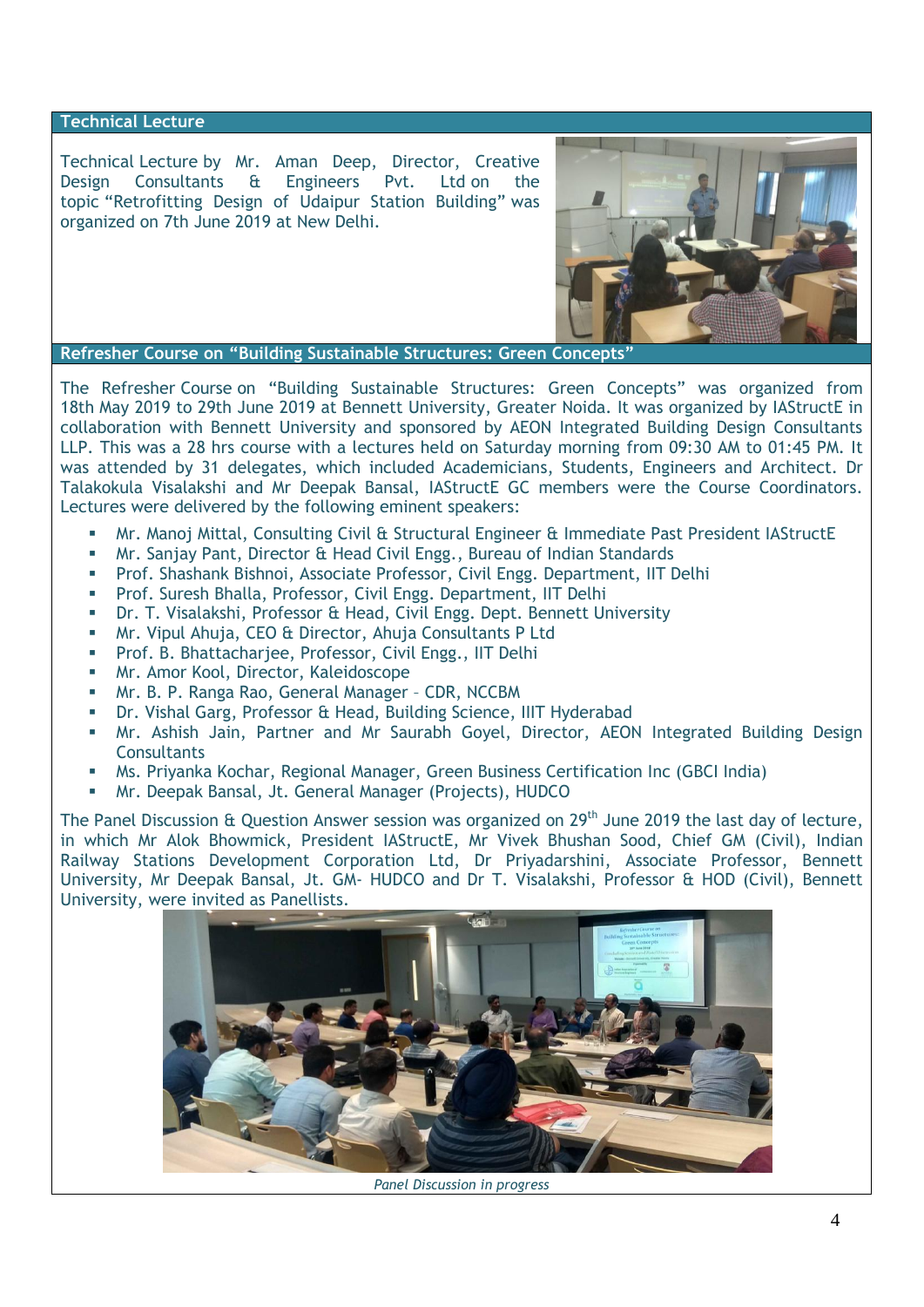## Technical Lecture

Technical Lecture by Mr. Aman Deep, Director, Creative Design Consultants & Engineers Pvt. Ltd on the topic "Retrofitting Design of Udaipur Station Building" was organized on 7th June 2019 at New Delhi.

## Refresher Course on "Building Sustainable Structures: Green Concepts"

The Refresher Course on "Building Sustainable Structures: Green Concepts" was organized from 18th May 2019 to 29th June 2019 at Bennett University, Greater Noida. It was organized by IAStructE in collaboration with Bennett University and sponsored by AEON Integrated Building Design Consultants LLP. This was a 28 hrs course with a lectures held on Saturday morning from 09:30 AM to 01:45 PM. It was attended by 31 delegates, which included Academicians, Students, Engineers and Architect. Dr Talakokula Visalakshi and Mr Deepak Bansal, IAStructE GC members were the Course Coordinators. Lectures were delivered by the following eminent speakers:

- Mr. Manoj Mittal, Consulting Civil & Structural Engineer & Immediate Past President IAStructE
- Mr. Sanjay Pant, Director & Head Civil Engg., Bureau of Indian Standards
- Prof. Shashank Bishnoi, Associate Professor, Civil Engg. Department, IIT Delhi
- Prof. Suresh Bhalla, Professor, Civil Engg. Department, IIT Delhi
- Dr. T. Visalakshi, Professor & Head, Civil Engg. Dept. Bennett University
- Mr. Vipul Ahuja, CEO & Director, Ahuja Consultants P Ltd
- Prof. B. Bhattacharjee, Professor, Civil Engg., IIT Delhi
- Mr. Amor Kool, Director, Kaleidoscope
- Mr. B. P. Ranga Rao, General Manager – CDR, NCCBM
- Dr. Vishal Garg, Professor & Head, Building Science, IIIT Hyderabad
- Mr. Ashish Jain, Partner and Mr Saurabh Goyel, Director, AEON Integrated Building Design Consultants
- Ms. Priyanka Kochar, Regional Manager, Green Business Certification Inc (GBCI India)
- Mr. Deepak Bansal, Jt. General Manager (Projects), HUDCO

The Panel Discussion & Question Answer session was organized on 29th June 2019 the last day of lecture, in which Mr Alok Bhowmick, President IAStructE, Mr Vivek Bhushan Sood, Chief GM (Civil), Indian Railway Stations Development Corporation Ltd, Dr Priyadarshini, Associate Professor, Bennett University, Mr Deepak Bansal, Jt. GM- HUDCO and Dr T. Visalakshi, Professor & HOD (Civil), Bennett University, were invited as Panellists.

*Panel Discussion in progress*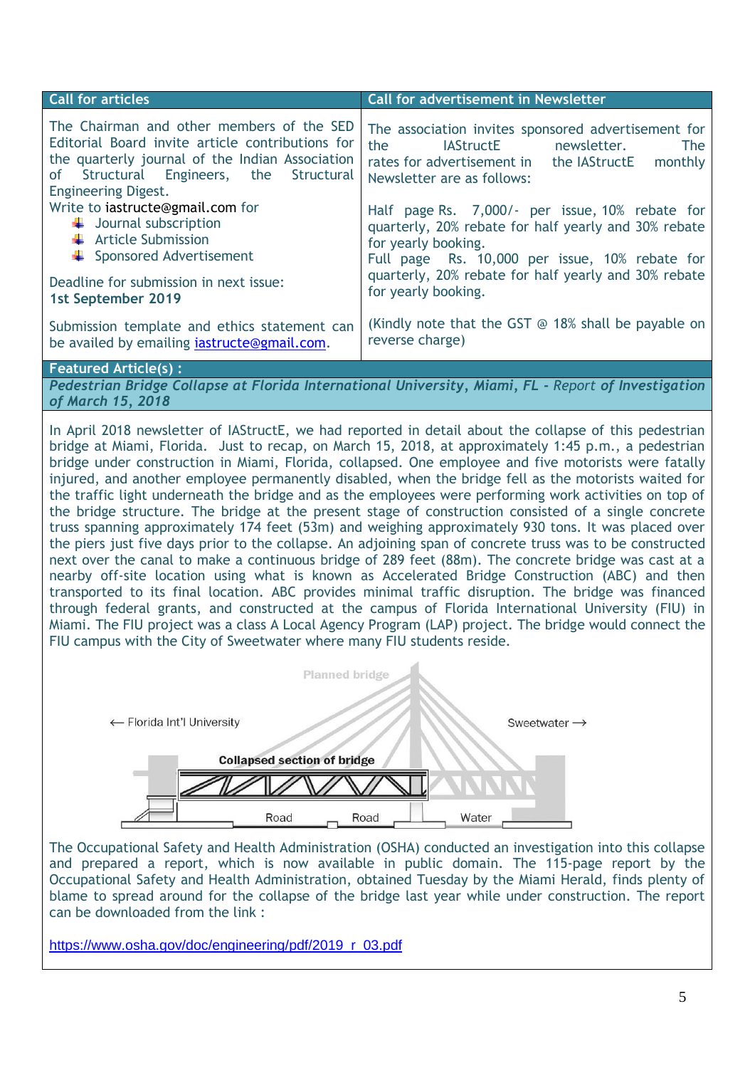## Call for articles

The Chairman and other members of the SED Editorial Board invite article contributions for the quarterly journal of the Indian Association of Structural Engineers, the Structural Engineering Digest.

Write to iastructe@gmail.com for

- Journal subscription
- Article Submission
- Sponsored Advertisement

Deadline for submission in next issue:
**1st September 2019**

Submission template and ethics statement can be availed by emailing iastructe@gmail.com.

## Call for advertisement in Newsletter

The association invites sponsored advertisement for the IAStructE newsletter. The rates for advertisement in the IAStructE monthly Newsletter are as follows:

Half page Rs. 7,000/- per issue, 10% rebate for quarterly, 20% rebate for half yearly and 30% rebate for yearly booking.
Full page Rs. 10,000 per issue, 10% rebate for quarterly, 20% rebate for half yearly and 30% rebate for yearly booking.

(Kindly note that the GST @ 18% shall be payable on reverse charge)

## Featured Article(s) :

***Pedestrian Bridge Collapse at Florida International University, Miami, FL - Report of Investigation of March 15, 2018***

In April 2018 newsletter of IAStructE, we had reported in detail about the collapse of this pedestrian bridge at Miami, Florida. Just to recap, on March 15, 2018, at approximately 1:45 p.m., a pedestrian bridge under construction in Miami, Florida, collapsed. One employee and five motorists were fatally injured, and another employee permanently disabled, when the bridge fell as the motorists waited for the traffic light underneath the bridge and as the employees were performing work activities on top of the bridge structure. The bridge at the present stage of construction consisted of a single concrete truss spanning approximately 174 feet (53m) and weighing approximately 930 tons. It was placed over the piers just five days prior to the collapse. An adjoining span of concrete truss was to be constructed next over the canal to make a continuous bridge of 289 feet (88m). The concrete bridge was cast at a nearby off-site location using what is known as Accelerated Bridge Construction (ABC) and then transported to its final location. ABC provides minimal traffic disruption. The bridge was financed through federal grants, and constructed at the campus of Florida International University (FIU) in Miami. The FIU project was a class A Local Agency Program (LAP) project. The bridge would connect the FIU campus with the City of Sweetwater where many FIU students reside.

The Occupational Safety and Health Administration (OSHA) conducted an investigation into this collapse and prepared a report, which is now available in public domain. The 115-page report by the Occupational Safety and Health Administration, obtained Tuesday by the Miami Herald, finds plenty of blame to spread around for the collapse of the bridge last year while under construction. The report can be downloaded from the link :

https://www.osha.gov/doc/engineering/pdf/2019_r_03.pdf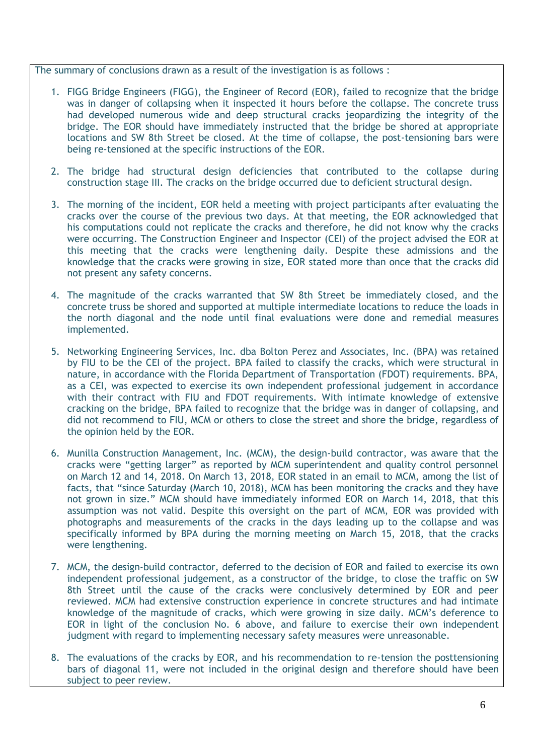The summary of conclusions drawn as a result of the investigation is as follows :

1. FIGG Bridge Engineers (FIGG), the Engineer of Record (EOR), failed to recognize that the bridge was in danger of collapsing when it inspected it hours before the collapse. The concrete truss had developed numerous wide and deep structural cracks jeopardizing the integrity of the bridge. The EOR should have immediately instructed that the bridge be shored at appropriate locations and SW 8th Street be closed. At the time of collapse, the post-tensioning bars were being re-tensioned at the specific instructions of the EOR.

2. The bridge had structural design deficiencies that contributed to the collapse during construction stage III. The cracks on the bridge occurred due to deficient structural design.

3. The morning of the incident, EOR held a meeting with project participants after evaluating the cracks over the course of the previous two days. At that meeting, the EOR acknowledged that his computations could not replicate the cracks and therefore, he did not know why the cracks were occurring. The Construction Engineer and Inspector (CEI) of the project advised the EOR at this meeting that the cracks were lengthening daily. Despite these admissions and the knowledge that the cracks were growing in size, EOR stated more than once that the cracks did not present any safety concerns.

4. The magnitude of the cracks warranted that SW 8th Street be immediately closed, and the concrete truss be shored and supported at multiple intermediate locations to reduce the loads in the north diagonal and the node until final evaluations were done and remedial measures implemented.

5. Networking Engineering Services, Inc. dba Bolton Perez and Associates, Inc. (BPA) was retained by FIU to be the CEI of the project. BPA failed to classify the cracks, which were structural in nature, in accordance with the Florida Department of Transportation (FDOT) requirements. BPA, as a CEI, was expected to exercise its own independent professional judgement in accordance with their contract with FIU and FDOT requirements. With intimate knowledge of extensive cracking on the bridge, BPA failed to recognize that the bridge was in danger of collapsing, and did not recommend to FIU, MCM or others to close the street and shore the bridge, regardless of the opinion held by the EOR.

6. Munilla Construction Management, Inc. (MCM), the design-build contractor, was aware that the cracks were "getting larger" as reported by MCM superintendent and quality control personnel on March 12 and 14, 2018. On March 13, 2018, EOR stated in an email to MCM, among the list of facts, that "since Saturday (March 10, 2018), MCM has been monitoring the cracks and they have not grown in size." MCM should have immediately informed EOR on March 14, 2018, that this assumption was not valid. Despite this oversight on the part of MCM, EOR was provided with photographs and measurements of the cracks in the days leading up to the collapse and was specifically informed by BPA during the morning meeting on March 15, 2018, that the cracks were lengthening.

7. MCM, the design-build contractor, deferred to the decision of EOR and failed to exercise its own independent professional judgement, as a constructor of the bridge, to close the traffic on SW 8th Street until the cause of the cracks were conclusively determined by EOR and peer reviewed. MCM had extensive construction experience in concrete structures and had intimate knowledge of the magnitude of cracks, which were growing in size daily. MCM's deference to EOR in light of the conclusion No. 6 above, and failure to exercise their own independent judgment with regard to implementing necessary safety measures were unreasonable.

8. The evaluations of the cracks by EOR, and his recommendation to re-tension the posttensioning bars of diagonal 11, were not included in the original design and therefore should have been subject to peer review.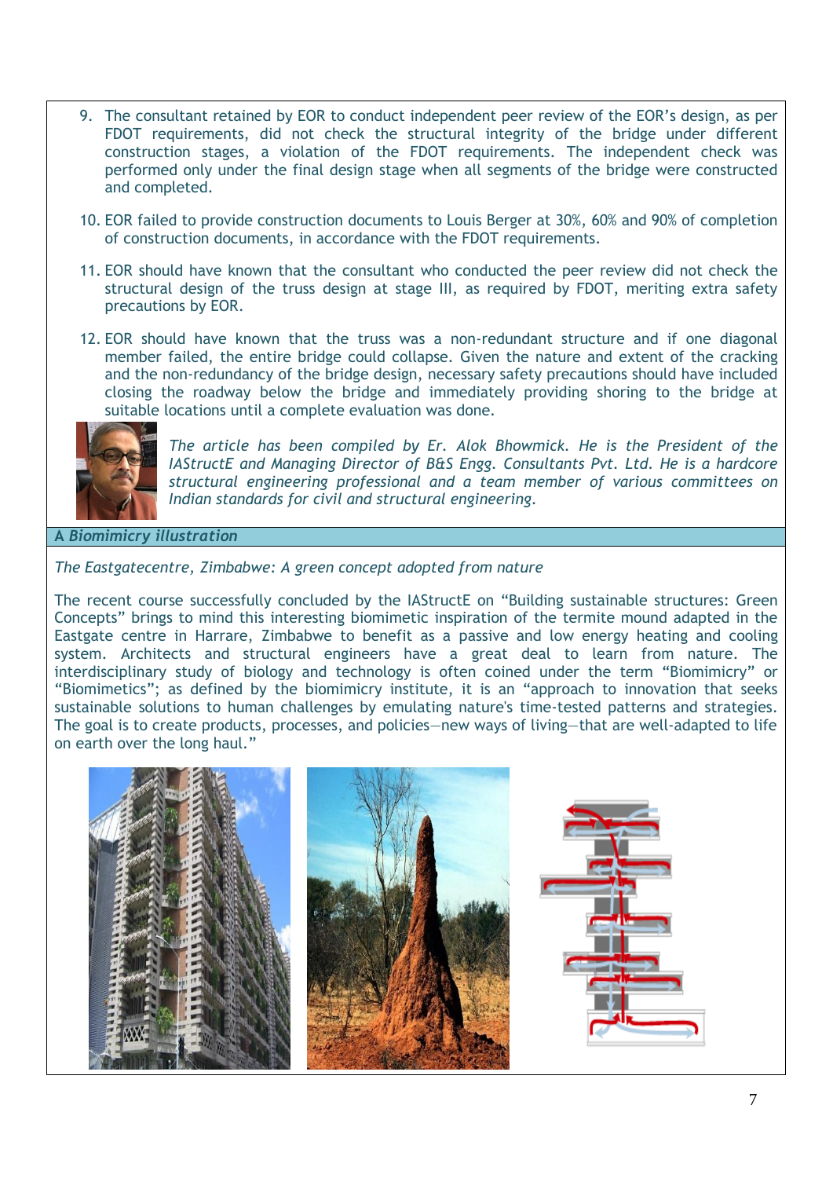9. The consultant retained by EOR to conduct independent peer review of the EOR's design, as per FDOT requirements, did not check the structural integrity of the bridge under different construction stages, a violation of the FDOT requirements. The independent check was performed only under the final design stage when all segments of the bridge were constructed and completed.

10. EOR failed to provide construction documents to Louis Berger at 30%, 60% and 90% of completion of construction documents, in accordance with the FDOT requirements.

11. EOR should have known that the consultant who conducted the peer review did not check the structural design of the truss design at stage III, as required by FDOT, meriting extra safety precautions by EOR.

12. EOR should have known that the truss was a non-redundant structure and if one diagonal member failed, the entire bridge could collapse. Given the nature and extent of the cracking and the non-redundancy of the bridge design, necessary safety precautions should have included closing the roadway below the bridge and immediately providing shoring to the bridge at suitable locations until a complete evaluation was done.

*The article has been compiled by Er. Alok Bhowmick. He is the President of the IAStructE and Managing Director of B&S Engg. Consultants Pvt. Ltd. He is a hardcore structural engineering professional and a team member of various committees on Indian standards for civil and structural engineering.*

## A *Biomimicry illustration*

*The Eastgatecentre, Zimbabwe: A green concept adopted from nature*

The recent course successfully concluded by the IAStructE on "Building sustainable structures: Green Concepts" brings to mind this interesting biomimetic inspiration of the termite mound adapted in the Eastgate centre in Harrare, Zimbabwe to benefit as a passive and low energy heating and cooling system. Architects and structural engineers have a great deal to learn from nature. The interdisciplinary study of biology and technology is often coined under the term "Biomimicry" or "Biomimetics"; as defined by the biomimicry institute, it is an "approach to innovation that seeks sustainable solutions to human challenges by emulating nature's time-tested patterns and strategies. The goal is to create products, processes, and policies—new ways of living—that are well-adapted to life on earth over the long haul."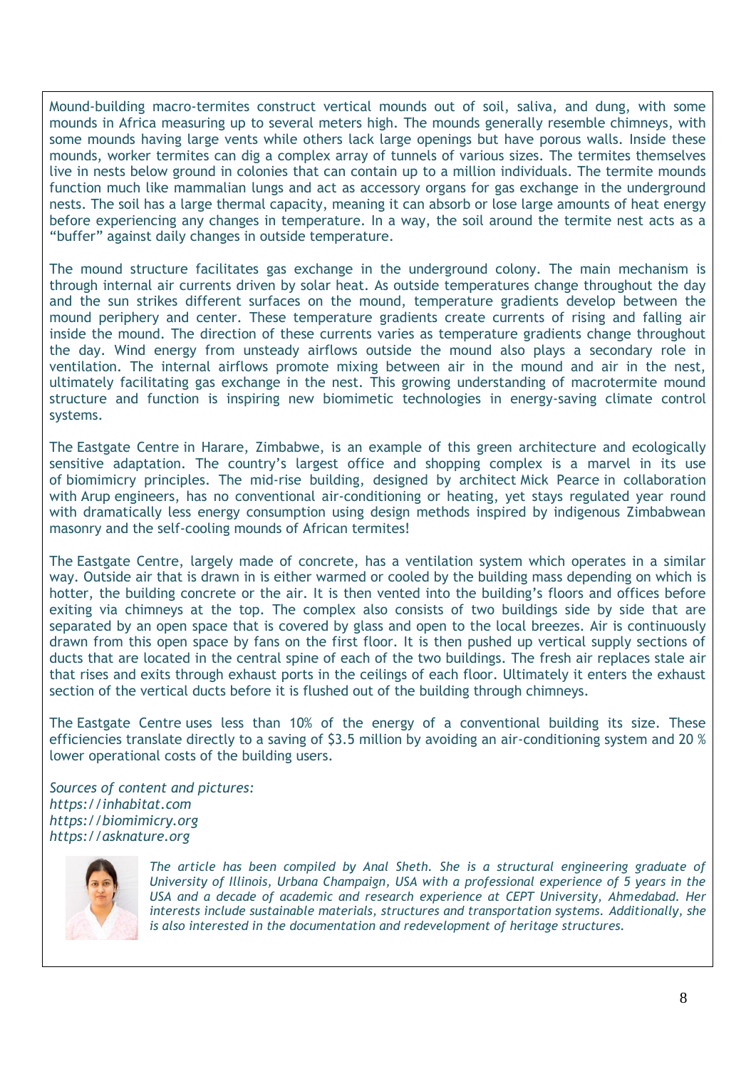Mound-building macro-termites construct vertical mounds out of soil, saliva, and dung, with some mounds in Africa measuring up to several meters high. The mounds generally resemble chimneys, with some mounds having large vents while others lack large openings but have porous walls. Inside these mounds, worker termites can dig a complex array of tunnels of various sizes. The termites themselves live in nests below ground in colonies that can contain up to a million individuals. The termite mounds function much like mammalian lungs and act as accessory organs for gas exchange in the underground nests. The soil has a large thermal capacity, meaning it can absorb or lose large amounts of heat energy before experiencing any changes in temperature. In a way, the soil around the termite nest acts as a "buffer" against daily changes in outside temperature.

The mound structure facilitates gas exchange in the underground colony. The main mechanism is through internal air currents driven by solar heat. As outside temperatures change throughout the day and the sun strikes different surfaces on the mound, temperature gradients develop between the mound periphery and center. These temperature gradients create currents of rising and falling air inside the mound. The direction of these currents varies as temperature gradients change throughout the day. Wind energy from unsteady airflows outside the mound also plays a secondary role in ventilation. The internal airflows promote mixing between air in the mound and air in the nest, ultimately facilitating gas exchange in the nest. This growing understanding of macrotermite mound structure and function is inspiring new biomimetic technologies in energy-saving climate control systems.

The Eastgate Centre in Harare, Zimbabwe, is an example of this green architecture and ecologically sensitive adaptation. The country's largest office and shopping complex is a marvel in its use of biomimicry principles. The mid-rise building, designed by architect Mick Pearce in collaboration with Arup engineers, has no conventional air-conditioning or heating, yet stays regulated year round with dramatically less energy consumption using design methods inspired by indigenous Zimbabwean masonry and the self-cooling mounds of African termites!

The Eastgate Centre, largely made of concrete, has a ventilation system which operates in a similar way. Outside air that is drawn in is either warmed or cooled by the building mass depending on which is hotter, the building concrete or the air. It is then vented into the building's floors and offices before exiting via chimneys at the top. The complex also consists of two buildings side by side that are separated by an open space that is covered by glass and open to the local breezes. Air is continuously drawn from this open space by fans on the first floor. It is then pushed up vertical supply sections of ducts that are located in the central spine of each of the two buildings. The fresh air replaces stale air that rises and exits through exhaust ports in the ceilings of each floor. Ultimately it enters the exhaust section of the vertical ducts before it is flushed out of the building through chimneys.

The Eastgate Centre uses less than 10% of the energy of a conventional building its size. These efficiencies translate directly to a saving of $3.5 million by avoiding an air-conditioning system and 20 % lower operational costs of the building users.

*Sources of content and pictures:*
*https://inhabitat.com*
*https://biomimicry.org*
*https://asknature.org*

*The article has been compiled by Anal Sheth. She is a structural engineering graduate of University of Illinois, Urbana Champaign, USA with a professional experience of 5 years in the USA and a decade of academic and research experience at CEPT University, Ahmedabad. Her interests include sustainable materials, structures and transportation systems. Additionally, she is also interested in the documentation and redevelopment of heritage structures.*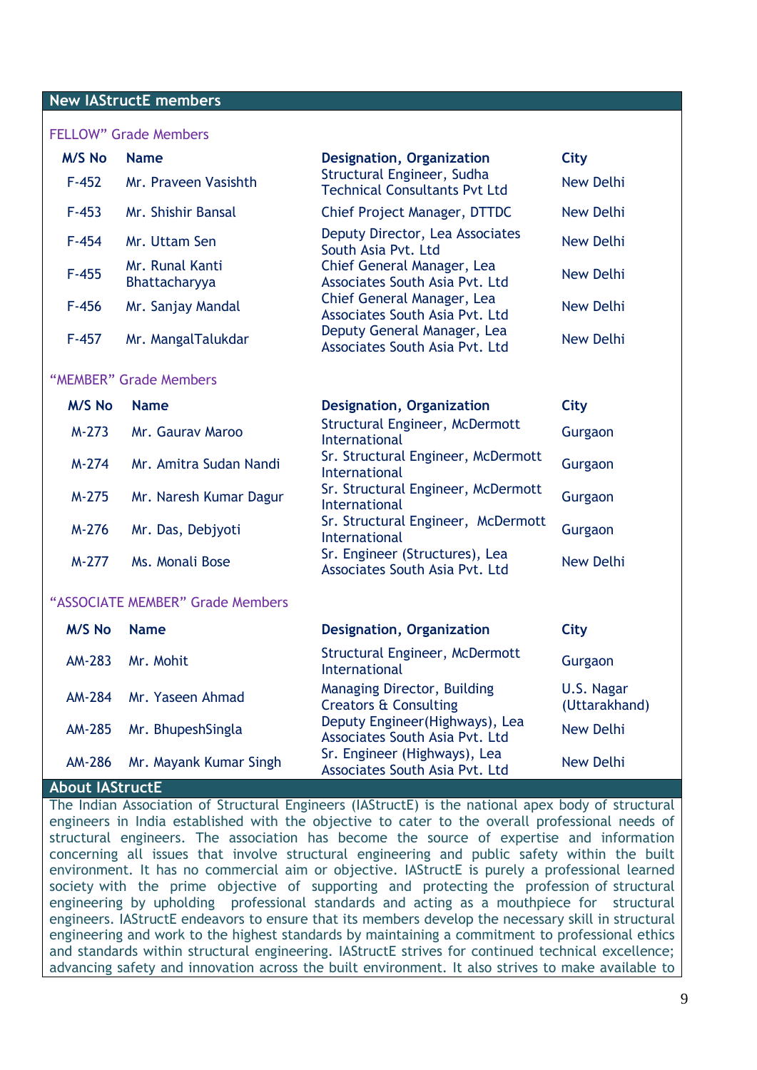## New IAStructE members

### FELLOW" Grade Members

| M/S No | Name | Designation, Organization | City |
|---|---|---|---|
| F-452 | Mr. Praveen Vasishth | Structural Engineer, Sudha Technical Consultants Pvt Ltd | New Delhi |
| F-453 | Mr. Shishir Bansal | Chief Project Manager, DTTDC | New Delhi |
| F-454 | Mr. Uttam Sen | Deputy Director, Lea Associates South Asia Pvt. Ltd | New Delhi |
| F-455 | Mr. Runal Kanti Bhattacharyya | Chief General Manager, Lea Associates South Asia Pvt. Ltd | New Delhi |
| F-456 | Mr. Sanjay Mandal | Chief General Manager, Lea Associates South Asia Pvt. Ltd | New Delhi |
| F-457 | Mr. MangalTalukdar | Deputy General Manager, Lea Associates South Asia Pvt. Ltd | New Delhi |

### "MEMBER" Grade Members

| M/S No | Name | Designation, Organization | City |
|---|---|---|---|
| M-273 | Mr. Gaurav Maroo | Structural Engineer, McDermott International | Gurgaon |
| M-274 | Mr. Amitra Sudan Nandi | Sr. Structural Engineer, McDermott International | Gurgaon |
| M-275 | Mr. Naresh Kumar Dagur | Sr. Structural Engineer, McDermott International | Gurgaon |
| M-276 | Mr. Das, Debjyoti | Sr. Structural Engineer, McDermott International | Gurgaon |
| M-277 | Ms. Monali Bose | Sr. Engineer (Structures), Lea Associates South Asia Pvt. Ltd | New Delhi |

### "ASSOCIATE MEMBER" Grade Members

| M/S No | Name | Designation, Organization | City |
|---|---|---|---|
| AM-283 | Mr. Mohit | Structural Engineer, McDermott International | Gurgaon |
| AM-284 | Mr. Yaseen Ahmad | Managing Director, Building Creators & Consulting | U.S. Nagar (Uttarakhand) |
| AM-285 | Mr. BhupeshSingla | Deputy Engineer(Highways), Lea Associates South Asia Pvt. Ltd | New Delhi |
| AM-286 | Mr. Mayank Kumar Singh | Sr. Engineer (Highways), Lea Associates South Asia Pvt. Ltd | New Delhi |

## About IAStructE

The Indian Association of Structural Engineers (IAStructE) is the national apex body of structural engineers in India established with the objective to cater to the overall professional needs of structural engineers. The association has become the source of expertise and information concerning all issues that involve structural engineering and public safety within the built environment. It has no commercial aim or objective. IAStructE is purely a professional learned society with the prime objective of supporting and protecting the profession of structural engineering by upholding professional standards and acting as a mouthpiece for structural engineers. IAStructE endeavors to ensure that its members develop the necessary skill in structural engineering and work to the highest standards by maintaining a commitment to professional ethics and standards within structural engineering. IAStructE strives for continued technical excellence; advancing safety and innovation across the built environment. It also strives to make available to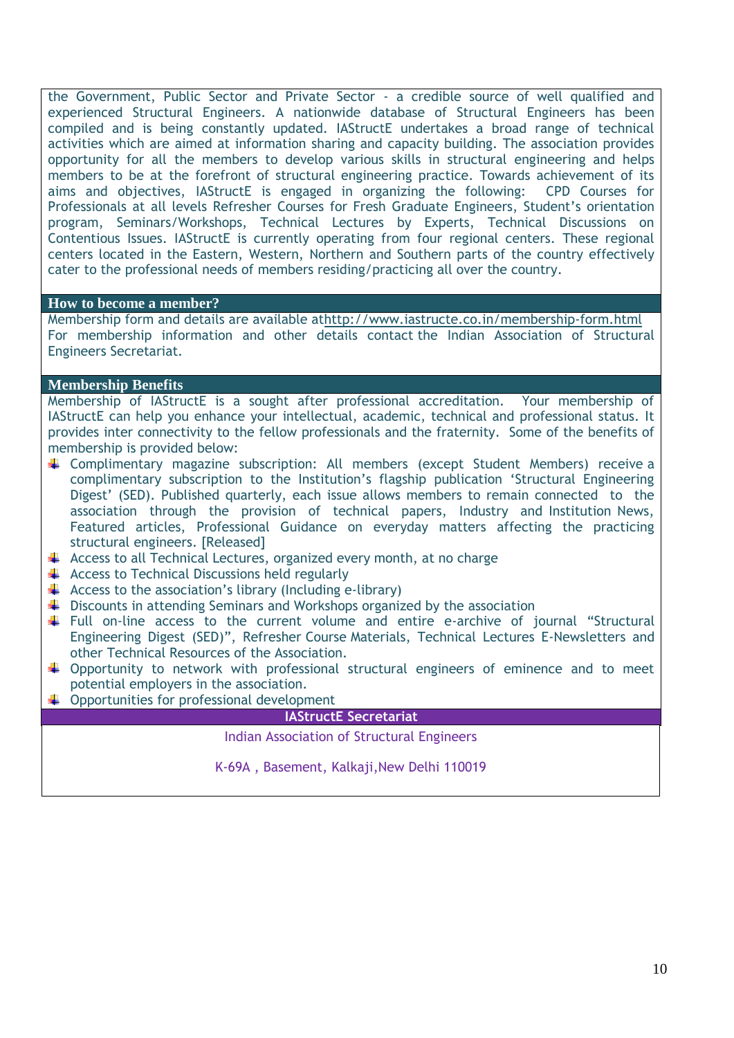the Government, Public Sector and Private Sector - a credible source of well qualified and experienced Structural Engineers. A nationwide database of Structural Engineers has been compiled and is being constantly updated. IAStructE undertakes a broad range of technical activities which are aimed at information sharing and capacity building. The association provides opportunity for all the members to develop various skills in structural engineering and helps members to be at the forefront of structural engineering practice. Towards achievement of its aims and objectives, IAStructE is engaged in organizing the following: CPD Courses for Professionals at all levels Refresher Courses for Fresh Graduate Engineers, Student's orientation program, Seminars/Workshops, Technical Lectures by Experts, Technical Discussions on Contentious Issues. IAStructE is currently operating from four regional centers. These regional centers located in the Eastern, Western, Northern and Southern parts of the country effectively cater to the professional needs of members residing/practicing all over the country.

## How to become a member?

Membership form and details are available athttp://www.iastructe.co.in/membership-form.html For membership information and other details contact the Indian Association of Structural Engineers Secretariat.

## Membership Benefits

Membership of IAStructE is a sought after professional accreditation. Your membership of IAStructE can help you enhance your intellectual, academic, technical and professional status. It provides inter connectivity to the fellow professionals and the fraternity. Some of the benefits of membership is provided below:

- Complimentary magazine subscription: All members (except Student Members) receive a complimentary subscription to the Institution's flagship publication 'Structural Engineering Digest' (SED). Published quarterly, each issue allows members to remain connected to the association through the provision of technical papers, Industry and Institution News, Featured articles, Professional Guidance on everyday matters affecting the practicing structural engineers. [Released]
- Access to all Technical Lectures, organized every month, at no charge
- Access to Technical Discussions held regularly
- Access to the association's library (Including e-library)
- Discounts in attending Seminars and Workshops organized by the association
- Full on-line access to the current volume and entire e-archive of journal "Structural Engineering Digest (SED)", Refresher Course Materials, Technical Lectures E-Newsletters and other Technical Resources of the Association.
- Opportunity to network with professional structural engineers of eminence and to meet potential employers in the association.
- Opportunities for professional development

## IAStructE Secretariat

Indian Association of Structural Engineers

K-69A , Basement, Kalkaji,New Delhi 110019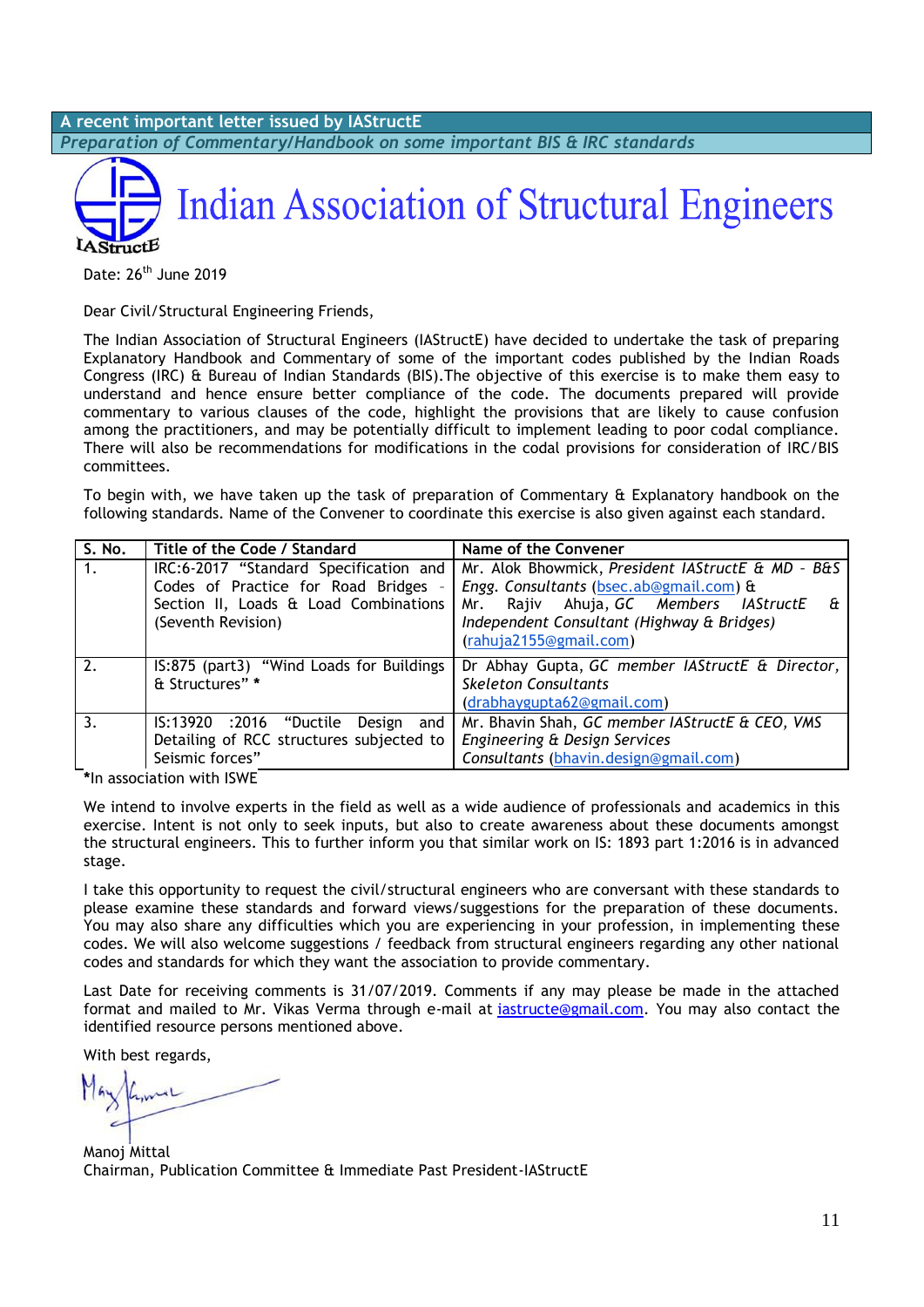**A recent important letter issued by IAStructE**

***Preparation of Commentary/Handbook on some important BIS & IRC standards***

# Indian Association of Structural Engineers

Date: 26th June 2019

Dear Civil/Structural Engineering Friends,

The Indian Association of Structural Engineers (IAStructE) have decided to undertake the task of preparing Explanatory Handbook and Commentary of some of the important codes published by the Indian Roads Congress (IRC) & Bureau of Indian Standards (BIS).The objective of this exercise is to make them easy to understand and hence ensure better compliance of the code. The documents prepared will provide commentary to various clauses of the code, highlight the provisions that are likely to cause confusion among the practitioners, and may be potentially difficult to implement leading to poor codal compliance. There will also be recommendations for modifications in the codal provisions for consideration of IRC/BIS committees.

To begin with, we have taken up the task of preparation of Commentary & Explanatory handbook on the following standards. Name of the Convener to coordinate this exercise is also given against each standard.

| S. No. | Title of the Code / Standard | Name of the Convener |
|---|---|---|
| 1. | IRC:6-2017 "Standard Specification and Codes of Practice for Road Bridges - Section II, Loads & Load Combinations (Seventh Revision) | Mr. Alok Bhowmick, *President IAStructE & MD - B&S Engg. Consultants* (bsec.ab@gmail.com) & Mr. Rajiv Ahuja, *GC Members IAStructE & Independent Consultant (Highway & Bridges)* (rahuja2155@gmail.com) |
| 2. | IS:875 (part3) "Wind Loads for Buildings & Structures" * | Dr Abhay Gupta, *GC member IAStructE & Director, Skeleton Consultants* (drabhaygupta62@gmail.com) |
| 3. | IS:13920 :2016 "Ductile Design and Detailing of RCC structures subjected to Seismic forces" | Mr. Bhavin Shah, *GC member IAStructE & CEO, VMS Engineering & Design Services Consultants* (bhavin.design@gmail.com) |

***In association with ISWE**

We intend to involve experts in the field as well as a wide audience of professionals and academics in this exercise. Intent is not only to seek inputs, but also to create awareness about these documents amongst the structural engineers. This to further inform you that similar work on IS: 1893 part 1:2016 is in advanced stage.

I take this opportunity to request the civil/structural engineers who are conversant with these standards to please examine these standards and forward views/suggestions for the preparation of these documents. You may also share any difficulties which you are experiencing in your profession, in implementing these codes. We will also welcome suggestions / feedback from structural engineers regarding any other national codes and standards for which they want the association to provide commentary.

Last Date for receiving comments is 31/07/2019. Comments if any may please be made in the attached format and mailed to Mr. Vikas Verma through e-mail at iastructe@gmail.com. You may also contact the identified resource persons mentioned above.

With best regards,

Manoj Mittal
Chairman, Publication Committee & Immediate Past President-IAStructE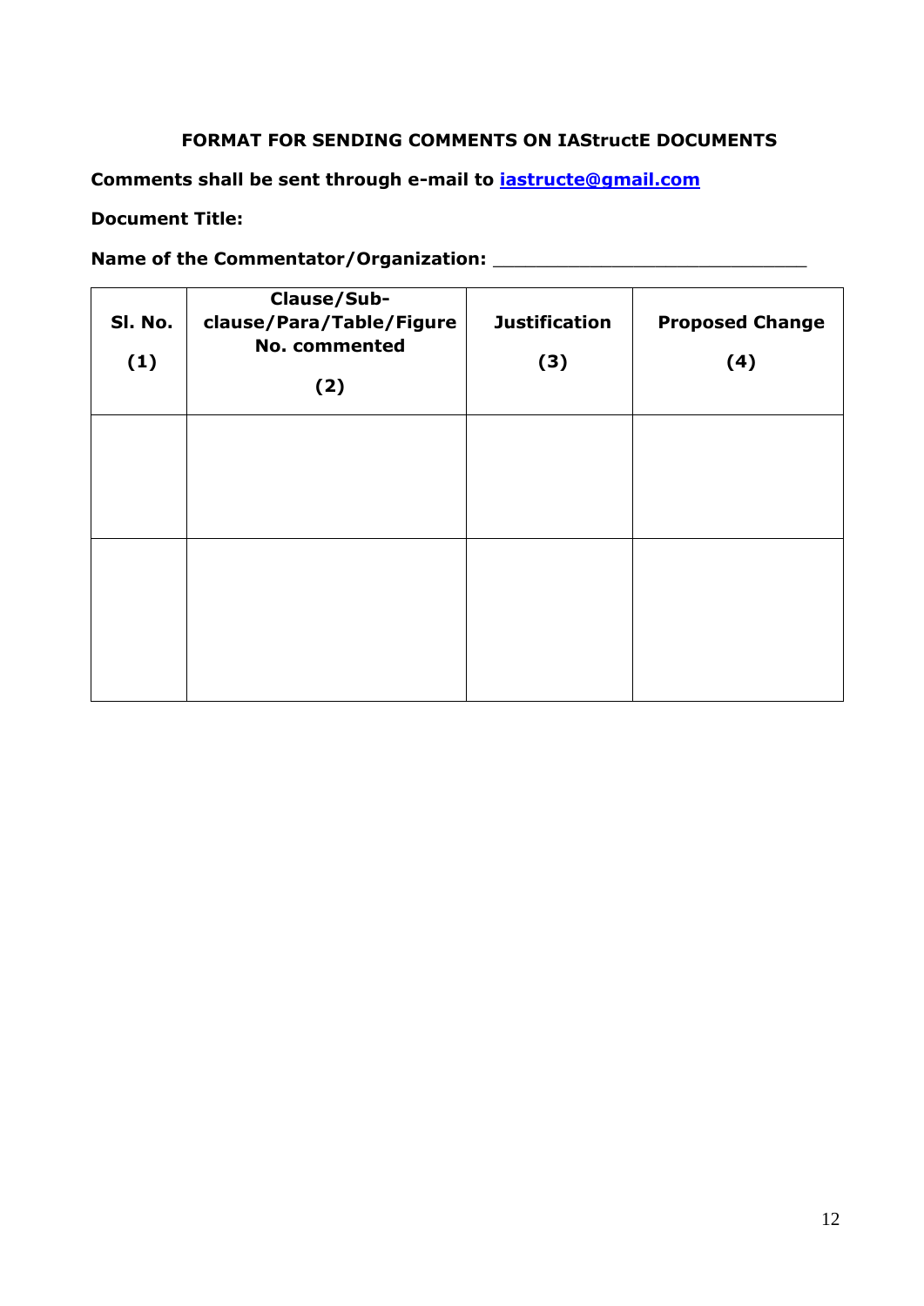**FORMAT FOR SENDING COMMENTS ON IAStructE DOCUMENTS**

**Comments shall be sent through e-mail to [iastructe@gmail.com](mailto:iastructe@gmail.com)**

**Document Title:**

**Name of the Commentator/Organization:** ____________________________

| Sl. No. (1) | Clause/Sub-clause/Para/Table/Figure No. commented (2) | Justification (3) | Proposed Change (4) |
|---|---|---|---|
| | | | |
| | | | |